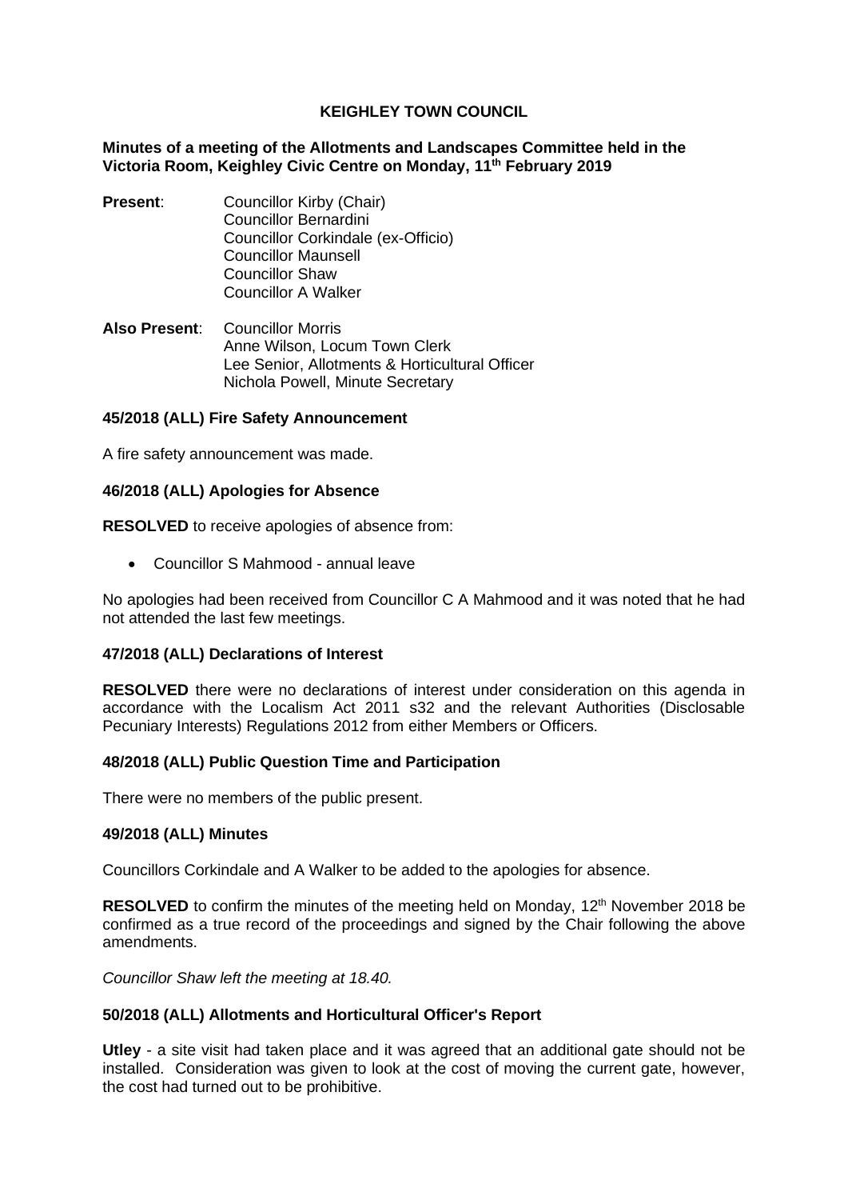**KEIGHLEY TOWN COUNCIL**

**Minutes of a meeting of the Allotments and Landscapes Committee held in the Victoria Room, Keighley Civic Centre on Monday, 11th February 2019**

**Present**: Councillor Kirby (Chair)
Councillor Bernardini
Councillor Corkindale (ex-Officio)
Councillor Maunsell
Councillor Shaw
Councillor A Walker

**Also Present**: Councillor Morris
Anne Wilson, Locum Town Clerk
Lee Senior, Allotments & Horticultural Officer
Nichola Powell, Minute Secretary

### 45/2018 (ALL) Fire Safety Announcement

A fire safety announcement was made.

### 46/2018 (ALL) Apologies for Absence

**RESOLVED** to receive apologies of absence from:

- Councillor S Mahmood - annual leave

No apologies had been received from Councillor C A Mahmood and it was noted that he had not attended the last few meetings.

### 47/2018 (ALL) Declarations of Interest

**RESOLVED** there were no declarations of interest under consideration on this agenda in accordance with the Localism Act 2011 s32 and the relevant Authorities (Disclosable Pecuniary Interests) Regulations 2012 from either Members or Officers.

### 48/2018 (ALL) Public Question Time and Participation

There were no members of the public present.

### 49/2018 (ALL) Minutes

Councillors Corkindale and A Walker to be added to the apologies for absence.

**RESOLVED** to confirm the minutes of the meeting held on Monday, 12th November 2018 be confirmed as a true record of the proceedings and signed by the Chair following the above amendments.

*Councillor Shaw left the meeting at 18.40.*

### 50/2018 (ALL) Allotments and Horticultural Officer's Report

**Utley** - a site visit had taken place and it was agreed that an additional gate should not be installed. Consideration was given to look at the cost of moving the current gate, however, the cost had turned out to be prohibitive.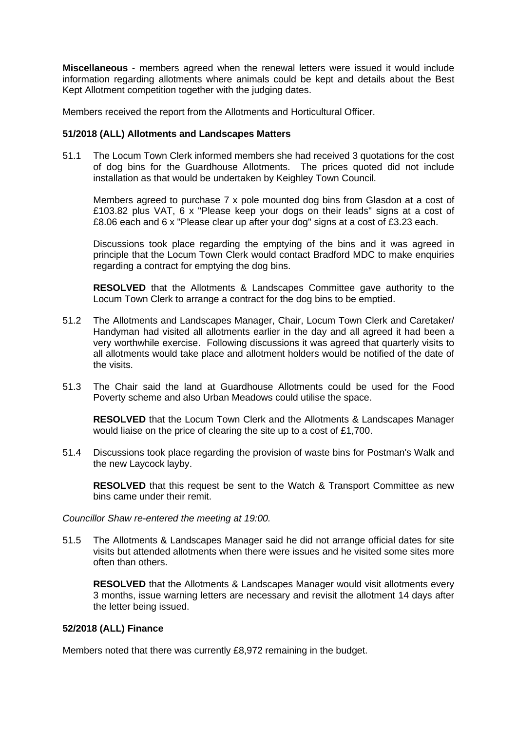**Miscellaneous** - members agreed when the renewal letters were issued it would include information regarding allotments where animals could be kept and details about the Best Kept Allotment competition together with the judging dates.

Members received the report from the Allotments and Horticultural Officer.

### 51/2018 (ALL) Allotments and Landscapes Matters

51.1 The Locum Town Clerk informed members she had received 3 quotations for the cost of dog bins for the Guardhouse Allotments. The prices quoted did not include installation as that would be undertaken by Keighley Town Council.

Members agreed to purchase 7 x pole mounted dog bins from Glasdon at a cost of £103.82 plus VAT, 6 x "Please keep your dogs on their leads" signs at a cost of £8.06 each and 6 x "Please clear up after your dog" signs at a cost of £3.23 each.

Discussions took place regarding the emptying of the bins and it was agreed in principle that the Locum Town Clerk would contact Bradford MDC to make enquiries regarding a contract for emptying the dog bins.

**RESOLVED** that the Allotments & Landscapes Committee gave authority to the Locum Town Clerk to arrange a contract for the dog bins to be emptied.

51.2 The Allotments and Landscapes Manager, Chair, Locum Town Clerk and Caretaker/ Handyman had visited all allotments earlier in the day and all agreed it had been a very worthwhile exercise. Following discussions it was agreed that quarterly visits to all allotments would take place and allotment holders would be notified of the date of the visits.

51.3 The Chair said the land at Guardhouse Allotments could be used for the Food Poverty scheme and also Urban Meadows could utilise the space.

**RESOLVED** that the Locum Town Clerk and the Allotments & Landscapes Manager would liaise on the price of clearing the site up to a cost of £1,700.

51.4 Discussions took place regarding the provision of waste bins for Postman's Walk and the new Laycock layby.

**RESOLVED** that this request be sent to the Watch & Transport Committee as new bins came under their remit.

*Councillor Shaw re-entered the meeting at 19:00.*

51.5 The Allotments & Landscapes Manager said he did not arrange official dates for site visits but attended allotments when there were issues and he visited some sites more often than others.

**RESOLVED** that the Allotments & Landscapes Manager would visit allotments every 3 months, issue warning letters are necessary and revisit the allotment 14 days after the letter being issued.

### 52/2018 (ALL) Finance

Members noted that there was currently £8,972 remaining in the budget.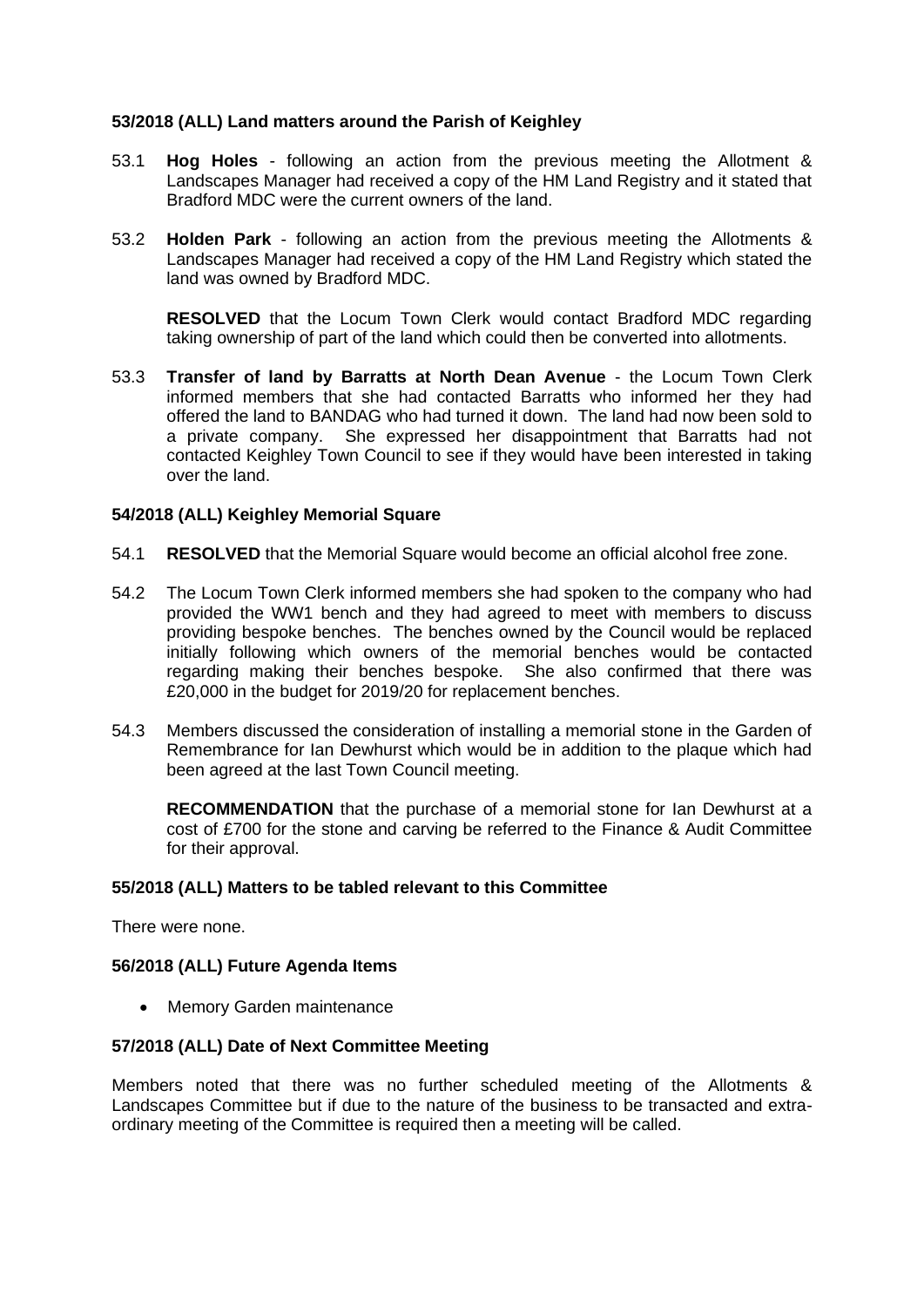**53/2018 (ALL) Land matters around the Parish of Keighley**

53.1 **Hog Holes** - following an action from the previous meeting the Allotment & Landscapes Manager had received a copy of the HM Land Registry and it stated that Bradford MDC were the current owners of the land.

53.2 **Holden Park** - following an action from the previous meeting the Allotments & Landscapes Manager had received a copy of the HM Land Registry which stated the land was owned by Bradford MDC.

**RESOLVED** that the Locum Town Clerk would contact Bradford MDC regarding taking ownership of part of the land which could then be converted into allotments.

53.3 **Transfer of land by Barratts at North Dean Avenue** - the Locum Town Clerk informed members that she had contacted Barratts who informed her they had offered the land to BANDAG who had turned it down. The land had now been sold to a private company. She expressed her disappointment that Barratts had not contacted Keighley Town Council to see if they would have been interested in taking over the land.

**54/2018 (ALL) Keighley Memorial Square**

54.1 **RESOLVED** that the Memorial Square would become an official alcohol free zone.

54.2 The Locum Town Clerk informed members she had spoken to the company who had provided the WW1 bench and they had agreed to meet with members to discuss providing bespoke benches. The benches owned by the Council would be replaced initially following which owners of the memorial benches would be contacted regarding making their benches bespoke. She also confirmed that there was £20,000 in the budget for 2019/20 for replacement benches.

54.3 Members discussed the consideration of installing a memorial stone in the Garden of Remembrance for Ian Dewhurst which would be in addition to the plaque which had been agreed at the last Town Council meeting.

**RECOMMENDATION** that the purchase of a memorial stone for Ian Dewhurst at a cost of £700 for the stone and carving be referred to the Finance & Audit Committee for their approval.

**55/2018 (ALL) Matters to be tabled relevant to this Committee**

There were none.

**56/2018 (ALL) Future Agenda Items**

- Memory Garden maintenance

**57/2018 (ALL) Date of Next Committee Meeting**

Members noted that there was no further scheduled meeting of the Allotments & Landscapes Committee but if due to the nature of the business to be transacted and extra-ordinary meeting of the Committee is required then a meeting will be called.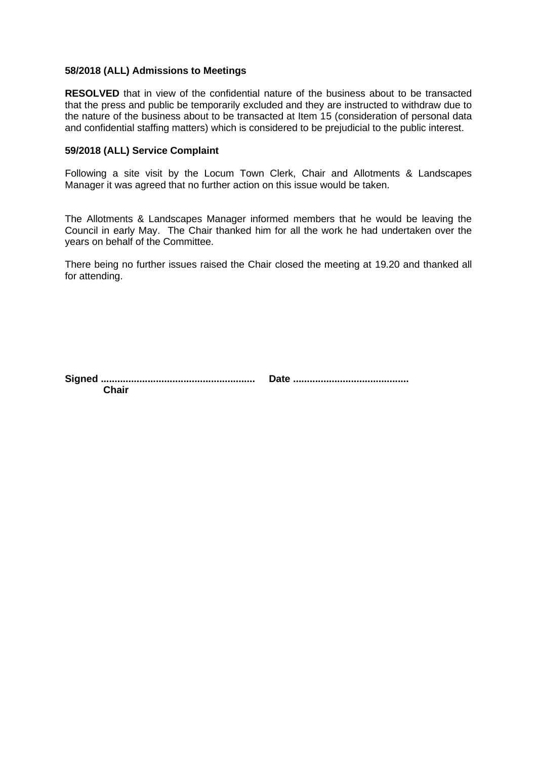**58/2018 (ALL) Admissions to Meetings**

**RESOLVED** that in view of the confidential nature of the business about to be transacted that the press and public be temporarily excluded and they are instructed to withdraw due to the nature of the business about to be transacted at Item 15 (consideration of personal data and confidential staffing matters) which is considered to be prejudicial to the public interest.

**59/2018 (ALL) Service Complaint**

Following a site visit by the Locum Town Clerk, Chair and Allotments & Landscapes Manager it was agreed that no further action on this issue would be taken.

The Allotments & Landscapes Manager informed members that he would be leaving the Council in early May. The Chair thanked him for all the work he had undertaken over the years on behalf of the Committee.

There being no further issues raised the Chair closed the meeting at 19.20 and thanked all for attending.

**Signed ........................................................ Date ..........................................**
**Chair**